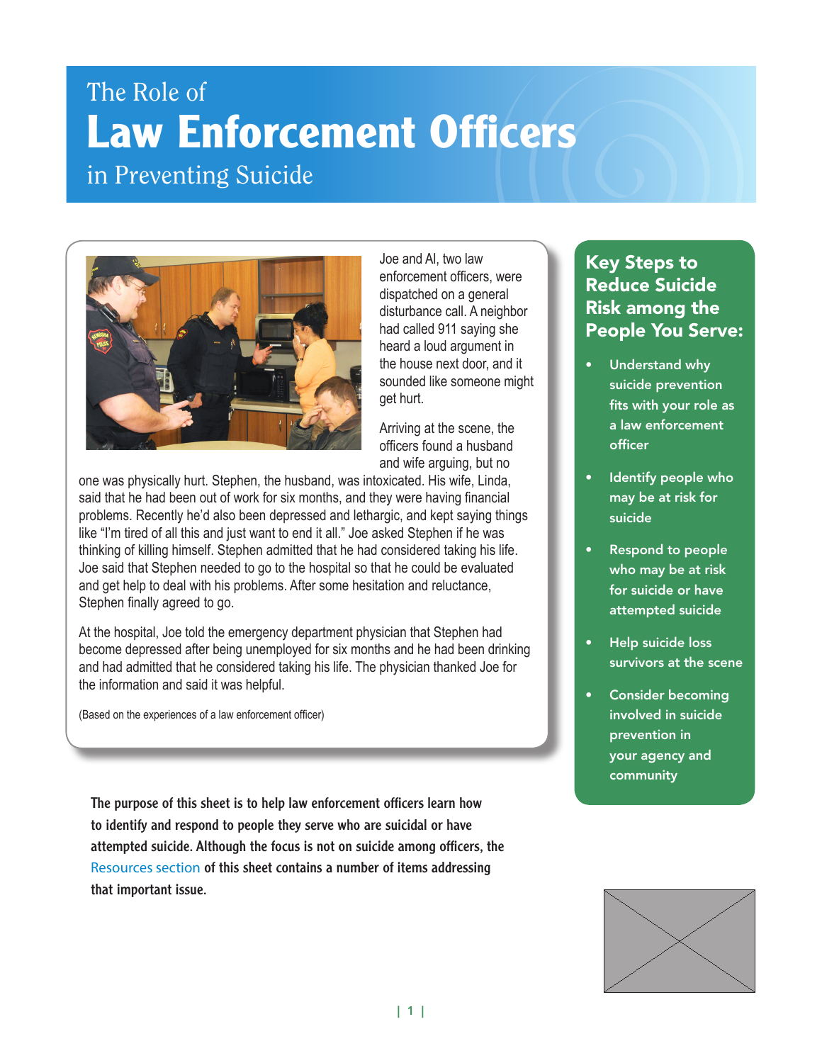# The Role of Law Enforcement Officers in Preventing Suicide

Joe and Al, two law enforcement officers, were dispatched on a general disturbance call. A neighbor had called 911 saying she heard a loud argument in the house next door, and it sounded like someone might get hurt.

Arriving at the scene, the officers found a husband and wife arguing, but no one was physically hurt. Stephen, the husband, was intoxicated. His wife, Linda, said that he had been out of work for six months, and they were having financial problems. Recently he'd also been depressed and lethargic, and kept saying things like "I'm tired of all this and just want to end it all." Joe asked Stephen if he was thinking of killing himself. Stephen admitted that he had considered taking his life. Joe said that Stephen needed to go to the hospital so that he could be evaluated and get help to deal with his problems. After some hesitation and reluctance, Stephen finally agreed to go.

At the hospital, Joe told the emergency department physician that Stephen had become depressed after being unemployed for six months and he had been drinking and had admitted that he considered taking his life. The physician thanked Joe for the information and said it was helpful.

(Based on the experiences of a law enforcement officer)

**The purpose of this sheet is to help law enforcement officers learn how to identify and respond to people they serve who are suicidal or have attempted suicide. Although the focus is not on suicide among officers, the Resources section of this sheet contains a number of items addressing that important issue.**

## Key Steps to Reduce Suicide Risk among the People You Serve:

- Understand why suicide prevention fits with your role as a law enforcement officer
- Identify people who may be at risk for suicide
- Respond to people who may be at risk for suicide or have attempted suicide
- Help suicide loss survivors at the scene
- Consider becoming involved in suicide prevention in your agency and community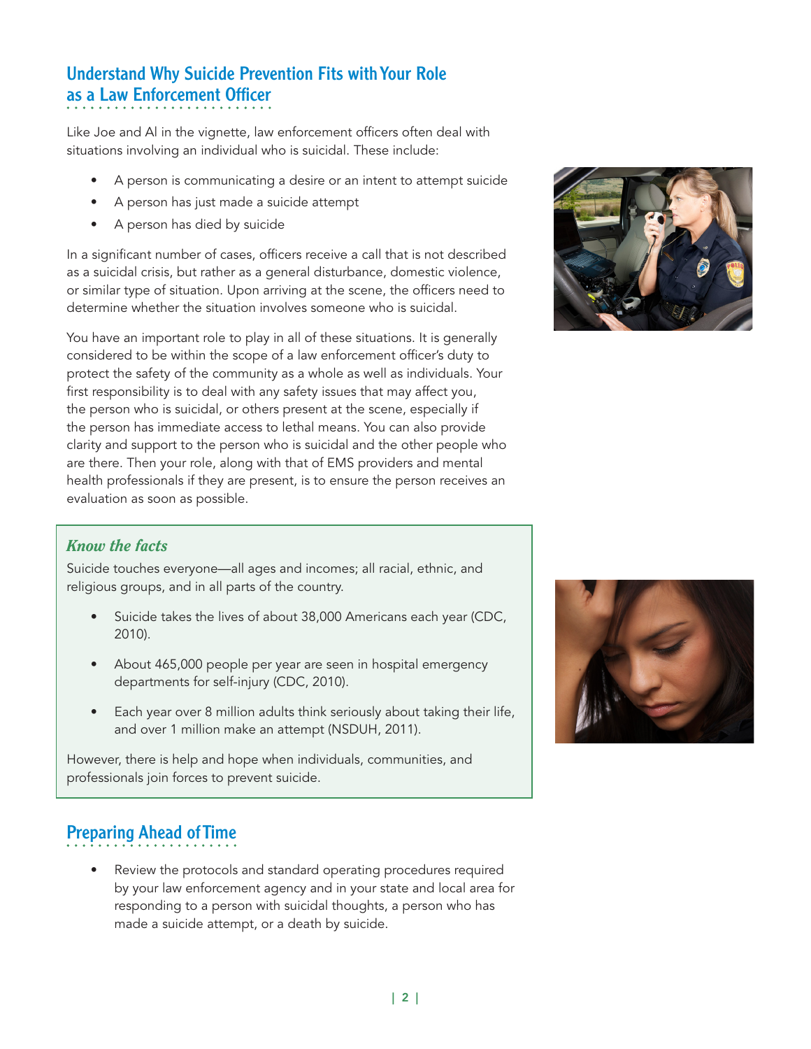## Understand Why Suicide Prevention Fits with Your Role as a Law Enforcement Officer

Like Joe and Al in the vignette, law enforcement officers often deal with situations involving an individual who is suicidal. These include:

- A person is communicating a desire or an intent to attempt suicide
- A person has just made a suicide attempt
- A person has died by suicide

In a significant number of cases, officers receive a call that is not described as a suicidal crisis, but rather as a general disturbance, domestic violence, or similar type of situation. Upon arriving at the scene, the officers need to determine whether the situation involves someone who is suicidal.

You have an important role to play in all of these situations. It is generally considered to be within the scope of a law enforcement officer's duty to protect the safety of the community as a whole as well as individuals. Your first responsibility is to deal with any safety issues that may affect you, the person who is suicidal, or others present at the scene, especially if the person has immediate access to lethal means. You can also provide clarity and support to the person who is suicidal and the other people who are there. Then your role, along with that of EMS providers and mental health professionals if they are present, is to ensure the person receives an evaluation as soon as possible.

### *Know the facts*

Suicide touches everyone—all ages and incomes; all racial, ethnic, and religious groups, and in all parts of the country.

- Suicide takes the lives of about 38,000 Americans each year (CDC, 2010).
- About 465,000 people per year are seen in hospital emergency departments for self-injury (CDC, 2010).
- Each year over 8 million adults think seriously about taking their life, and over 1 million make an attempt (NSDUH, 2011).

However, there is help and hope when individuals, communities, and professionals join forces to prevent suicide.

## Preparing Ahead of Time

- Review the protocols and standard operating procedures required by your law enforcement agency and in your state and local area for responding to a person with suicidal thoughts, a person who has made a suicide attempt, or a death by suicide.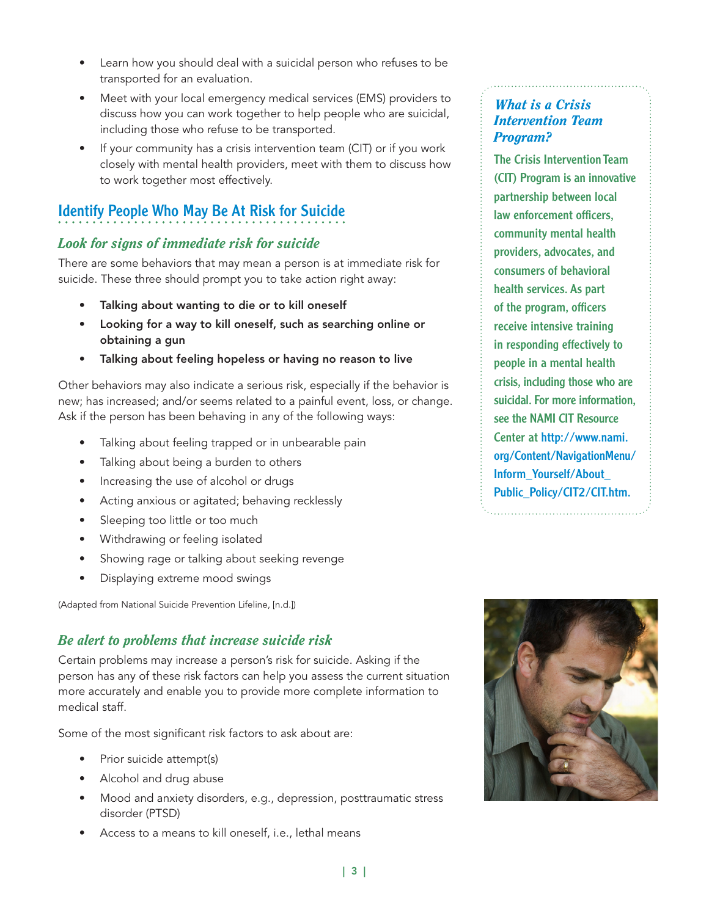- Learn how you should deal with a suicidal person who refuses to be transported for an evaluation.
- Meet with your local emergency medical services (EMS) providers to discuss how you can work together to help people who are suicidal, including those who refuse to be transported.
- If your community has a crisis intervention team (CIT) or if you work closely with mental health providers, meet with them to discuss how to work together most effectively.

## Identify People Who May Be At Risk for Suicide

### *Look for signs of immediate risk for suicide*

There are some behaviors that may mean a person is at immediate risk for suicide. These three should prompt you to take action right away:

- **Talking about wanting to die or to kill oneself**
- **Looking for a way to kill oneself, such as searching online or obtaining a gun**
- **Talking about feeling hopeless or having no reason to live**

Other behaviors may also indicate a serious risk, especially if the behavior is new; has increased; and/or seems related to a painful event, loss, or change. Ask if the person has been behaving in any of the following ways:

- Talking about feeling trapped or in unbearable pain
- Talking about being a burden to others
- Increasing the use of alcohol or drugs
- Acting anxious or agitated; behaving recklessly
- Sleeping too little or too much
- Withdrawing or feeling isolated
- Showing rage or talking about seeking revenge
- Displaying extreme mood swings

(Adapted from National Suicide Prevention Lifeline, [n.d.])

### *Be alert to problems that increase suicide risk*

Certain problems may increase a person's risk for suicide. Asking if the person has any of these risk factors can help you assess the current situation more accurately and enable you to provide more complete information to medical staff.

Some of the most significant risk factors to ask about are:

- Prior suicide attempt(s)
- Alcohol and drug abuse
- Mood and anxiety disorders, e.g., depression, posttraumatic stress disorder (PTSD)
- Access to a means to kill oneself, i.e., lethal means

### *What is a Crisis Intervention Team Program?*

The Crisis Intervention Team (CIT) Program is an innovative partnership between local law enforcement officers, community mental health providers, advocates, and consumers of behavioral health services. As part of the program, officers receive intensive training in responding effectively to people in a mental health crisis, including those who are suicidal. For more information, see the NAMI CIT Resource Center at http://www.nami.org/Content/NavigationMenu/Inform_Yourself/About_Public_Policy/CIT2/CIT.htm.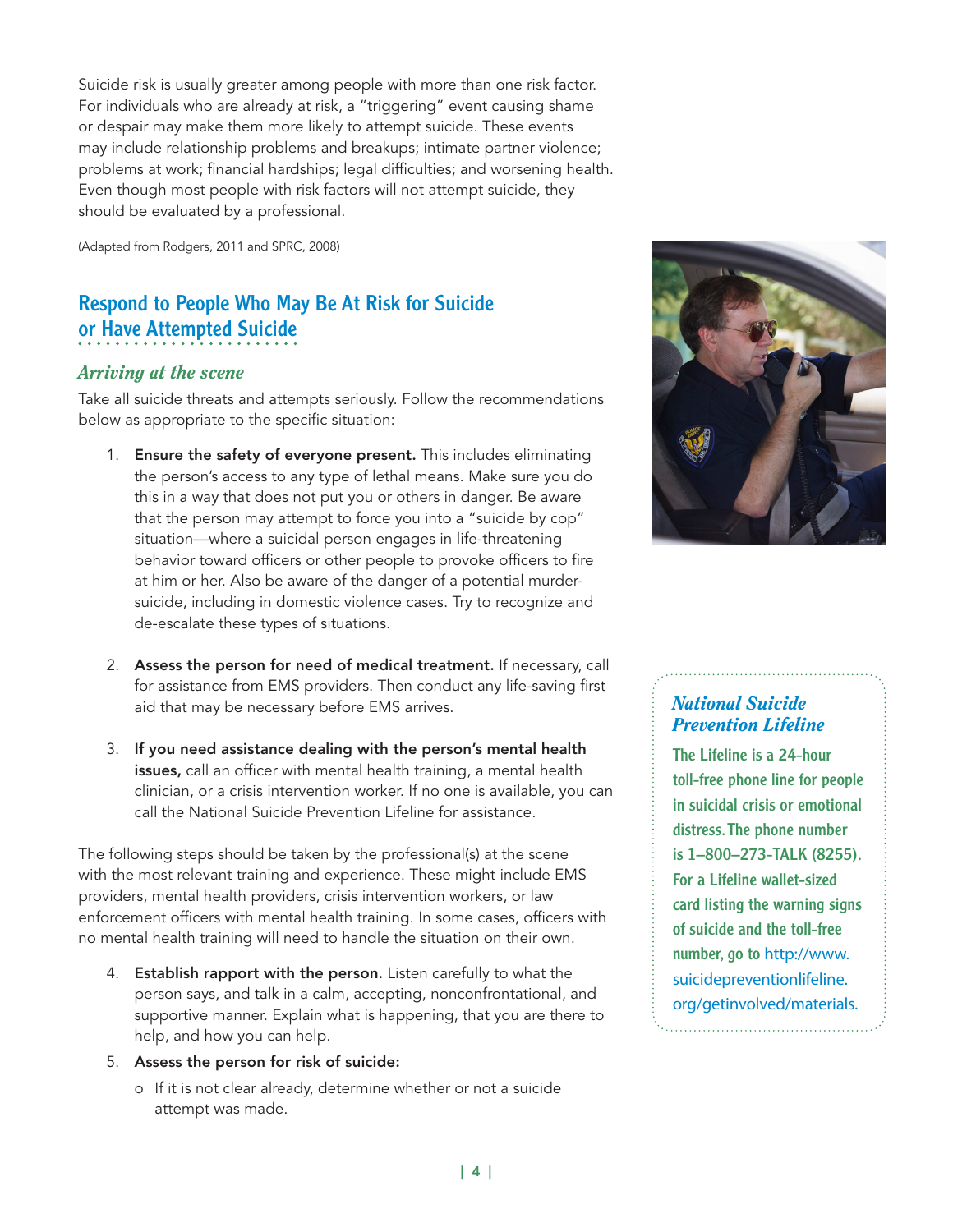Suicide risk is usually greater among people with more than one risk factor. For individuals who are already at risk, a "triggering" event causing shame or despair may make them more likely to attempt suicide. These events may include relationship problems and breakups; intimate partner violence; problems at work; financial hardships; legal difficulties; and worsening health. Even though most people with risk factors will not attempt suicide, they should be evaluated by a professional.

(Adapted from Rodgers, 2011 and SPRC, 2008)

## Respond to People Who May Be At Risk for Suicide or Have Attempted Suicide

### *Arriving at the scene*

Take all suicide threats and attempts seriously. Follow the recommendations below as appropriate to the specific situation:

1. **Ensure the safety of everyone present.** This includes eliminating the person's access to any type of lethal means. Make sure you do this in a way that does not put you or others in danger. Be aware that the person may attempt to force you into a "suicide by cop" situation—where a suicidal person engages in life-threatening behavior toward officers or other people to provoke officers to fire at him or her. Also be aware of the danger of a potential murder-suicide, including in domestic violence cases. Try to recognize and de-escalate these types of situations.

2. **Assess the person for need of medical treatment.** If necessary, call for assistance from EMS providers. Then conduct any life-saving first aid that may be necessary before EMS arrives.

3. **If you need assistance dealing with the person's mental health issues,** call an officer with mental health training, a mental health clinician, or a crisis intervention worker. If no one is available, you can call the National Suicide Prevention Lifeline for assistance.

The following steps should be taken by the professional(s) at the scene with the most relevant training and experience. These might include EMS providers, mental health providers, crisis intervention workers, or law enforcement officers with mental health training. In some cases, officers with no mental health training will need to handle the situation on their own.

4. **Establish rapport with the person.** Listen carefully to what the person says, and talk in a calm, accepting, nonconfrontational, and supportive manner. Explain what is happening, that you are there to help, and how you can help.

5. **Assess the person for risk of suicide:**
   - If it is not clear already, determine whether or not a suicide attempt was made.

### *National Suicide Prevention Lifeline*

**The Lifeline is a 24-hour toll-free phone line for people in suicidal crisis or emotional distress. The phone number is 1–800–273-TALK (8255). For a Lifeline wallet-sized card listing the warning signs of suicide and the toll-free number, go to http://www.suicidepreventionlifeline.org/getinvolved/materials.**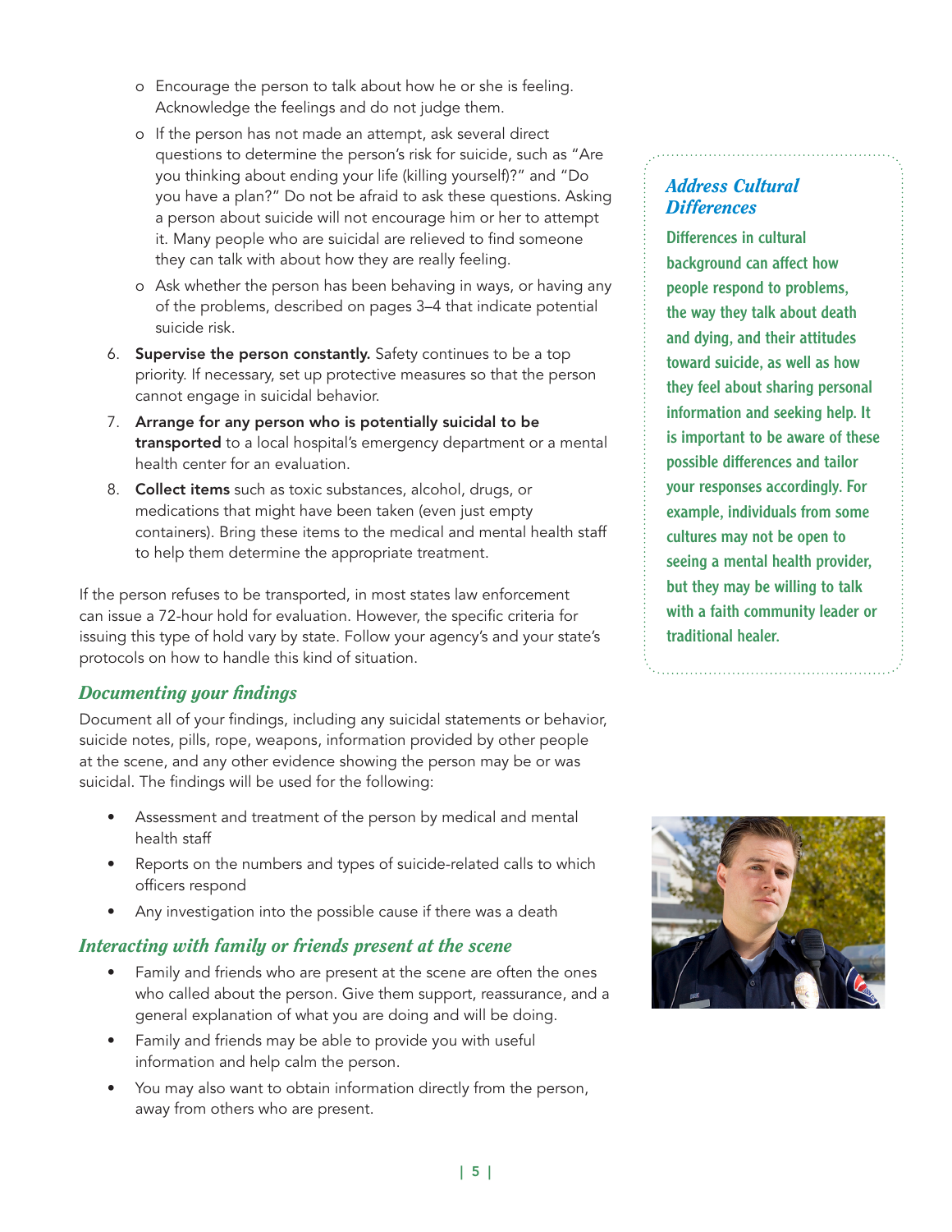- Encourage the person to talk about how he or she is feeling. Acknowledge the feelings and do not judge them.
- If the person has not made an attempt, ask several direct questions to determine the person's risk for suicide, such as "Are you thinking about ending your life (killing yourself)?" and "Do you have a plan?" Do not be afraid to ask these questions. Asking a person about suicide will not encourage him or her to attempt it. Many people who are suicidal are relieved to find someone they can talk with about how they are really feeling.
- Ask whether the person has been behaving in ways, or having any of the problems, described on pages 3–4 that indicate potential suicide risk.

6. **Supervise the person constantly.** Safety continues to be a top priority. If necessary, set up protective measures so that the person cannot engage in suicidal behavior.
7. **Arrange for any person who is potentially suicidal to be transported** to a local hospital's emergency department or a mental health center for an evaluation.
8. **Collect items** such as toxic substances, alcohol, drugs, or medications that might have been taken (even just empty containers). Bring these items to the medical and mental health staff to help them determine the appropriate treatment.

If the person refuses to be transported, in most states law enforcement can issue a 72-hour hold for evaluation. However, the specific criteria for issuing this type of hold vary by state. Follow your agency's and your state's protocols on how to handle this kind of situation.

### *Address Cultural Differences*

**Differences in cultural background can affect how people respond to problems, the way they talk about death and dying, and their attitudes toward suicide, as well as how they feel about sharing personal information and seeking help. It is important to be aware of these possible differences and tailor your responses accordingly. For example, individuals from some cultures may not be open to seeing a mental health provider, but they may be willing to talk with a faith community leader or traditional healer.**

## *Documenting your findings*

Document all of your findings, including any suicidal statements or behavior, suicide notes, pills, rope, weapons, information provided by other people at the scene, and any other evidence showing the person may be or was suicidal. The findings will be used for the following:

- Assessment and treatment of the person by medical and mental health staff
- Reports on the numbers and types of suicide-related calls to which officers respond
- Any investigation into the possible cause if there was a death

## *Interacting with family or friends present at the scene*

- Family and friends who are present at the scene are often the ones who called about the person. Give them support, reassurance, and a general explanation of what you are doing and will be doing.
- Family and friends may be able to provide you with useful information and help calm the person.
- You may also want to obtain information directly from the person, away from others who are present.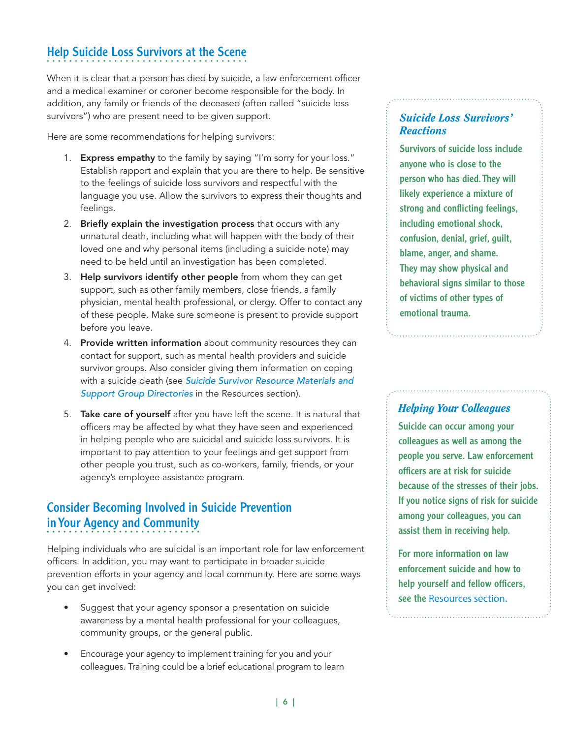## Help Suicide Loss Survivors at the Scene

When it is clear that a person has died by suicide, a law enforcement officer and a medical examiner or coroner become responsible for the body. In addition, any family or friends of the deceased (often called "suicide loss survivors") who are present need to be given support.

Here are some recommendations for helping survivors:

1. **Express empathy** to the family by saying "I'm sorry for your loss." Establish rapport and explain that you are there to help. Be sensitive to the feelings of suicide loss survivors and respectful with the language you use. Allow the survivors to express their thoughts and feelings.
2. **Briefly explain the investigation process** that occurs with any unnatural death, including what will happen with the body of their loved one and why personal items (including a suicide note) may need to be held until an investigation has been completed.
3. **Help survivors identify other people** from whom they can get support, such as other family members, close friends, a family physician, mental health professional, or clergy. Offer to contact any of these people. Make sure someone is present to provide support before you leave.
4. **Provide written information** about community resources they can contact for support, such as mental health providers and suicide survivor groups. Also consider giving them information on coping with a suicide death (see *Suicide Survivor Resource Materials and Support Group Directories* in the Resources section).
5. **Take care of yourself** after you have left the scene. It is natural that officers may be affected by what they have seen and experienced in helping people who are suicidal and suicide loss survivors. It is important to pay attention to your feelings and get support from other people you trust, such as co-workers, family, friends, or your agency's employee assistance program.

### *Suicide Loss Survivors' Reactions*

Survivors of suicide loss include anyone who is close to the person who has died. They will likely experience a mixture of strong and conflicting feelings, including emotional shock, confusion, denial, grief, guilt, blame, anger, and shame. They may show physical and behavioral signs similar to those of victims of other types of emotional trauma.

### *Helping Your Colleagues*

Suicide can occur among your colleagues as well as among the people you serve. Law enforcement officers are at risk for suicide because of the stresses of their jobs. If you notice signs of risk for suicide among your colleagues, you can assist them in receiving help.

For more information on law enforcement suicide and how to help yourself and fellow officers, see the Resources section.

## Consider Becoming Involved in Suicide Prevention in Your Agency and Community

Helping individuals who are suicidal is an important role for law enforcement officers. In addition, you may want to participate in broader suicide prevention efforts in your agency and local community. Here are some ways you can get involved:

- Suggest that your agency sponsor a presentation on suicide awareness by a mental health professional for your colleagues, community groups, or the general public.
- Encourage your agency to implement training for you and your colleagues. Training could be a brief educational program to learn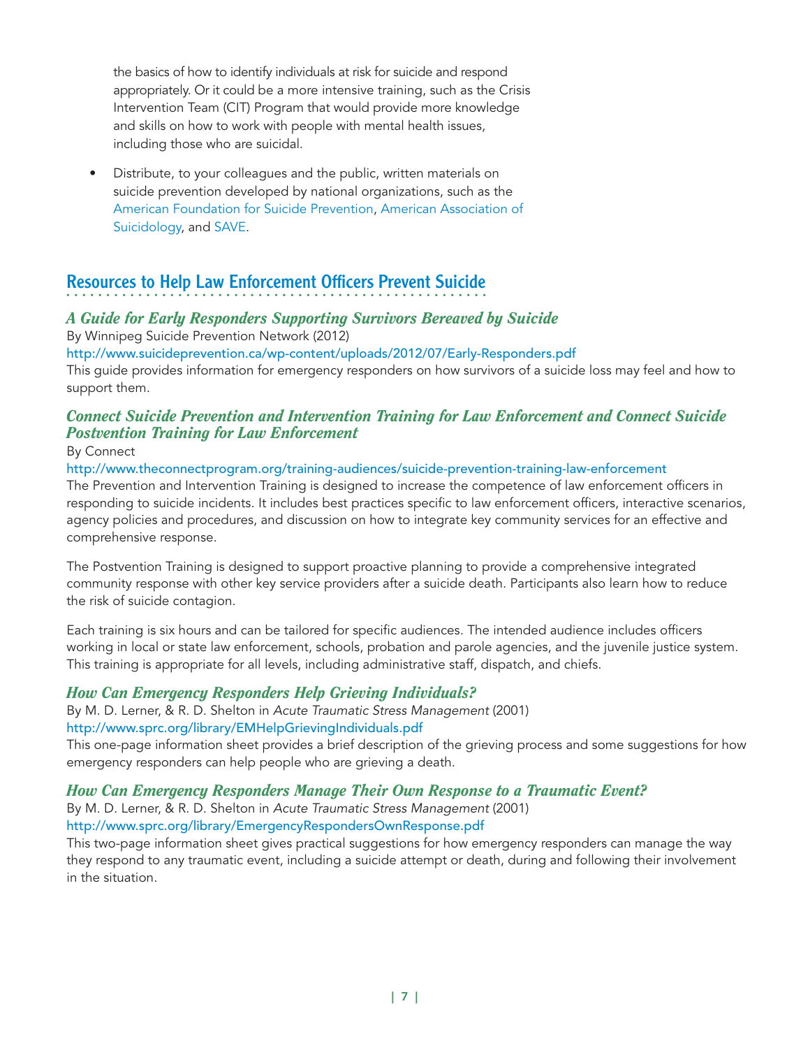the basics of how to identify individuals at risk for suicide and respond appropriately. Or it could be a more intensive training, such as the Crisis Intervention Team (CIT) Program that would provide more knowledge and skills on how to work with people with mental health issues, including those who are suicidal.

- Distribute, to your colleagues and the public, written materials on suicide prevention developed by national organizations, such as the American Foundation for Suicide Prevention, American Association of Suicidology, and SAVE.

## Resources to Help Law Enforcement Officers Prevent Suicide

### *A Guide for Early Responders Supporting Survivors Bereaved by Suicide*

By Winnipeg Suicide Prevention Network (2012)

http://www.suicideprevention.ca/wp-content/uploads/2012/07/Early-Responders.pdf

This guide provides information for emergency responders on how survivors of a suicide loss may feel and how to support them.

### *Connect Suicide Prevention and Intervention Training for Law Enforcement and Connect Suicide Postvention Training for Law Enforcement*

By Connect

http://www.theconnectprogram.org/training-audiences/suicide-prevention-training-law-enforcement

The Prevention and Intervention Training is designed to increase the competence of law enforcement officers in responding to suicide incidents. It includes best practices specific to law enforcement officers, interactive scenarios, agency policies and procedures, and discussion on how to integrate key community services for an effective and comprehensive response.

The Postvention Training is designed to support proactive planning to provide a comprehensive integrated community response with other key service providers after a suicide death. Participants also learn how to reduce the risk of suicide contagion.

Each training is six hours and can be tailored for specific audiences. The intended audience includes officers working in local or state law enforcement, schools, probation and parole agencies, and the juvenile justice system. This training is appropriate for all levels, including administrative staff, dispatch, and chiefs.

### *How Can Emergency Responders Help Grieving Individuals?*

By M. D. Lerner, & R. D. Shelton in *Acute Traumatic Stress Management* (2001)

http://www.sprc.org/library/EMHelpGrievingIndividuals.pdf

This one-page information sheet provides a brief description of the grieving process and some suggestions for how emergency responders can help people who are grieving a death.

### *How Can Emergency Responders Manage Their Own Response to a Traumatic Event?*

By M. D. Lerner, & R. D. Shelton in *Acute Traumatic Stress Management* (2001)

http://www.sprc.org/library/EmergencyRespondersOwnResponse.pdf

This two-page information sheet gives practical suggestions for how emergency responders can manage the way they respond to any traumatic event, including a suicide attempt or death, during and following their involvement in the situation.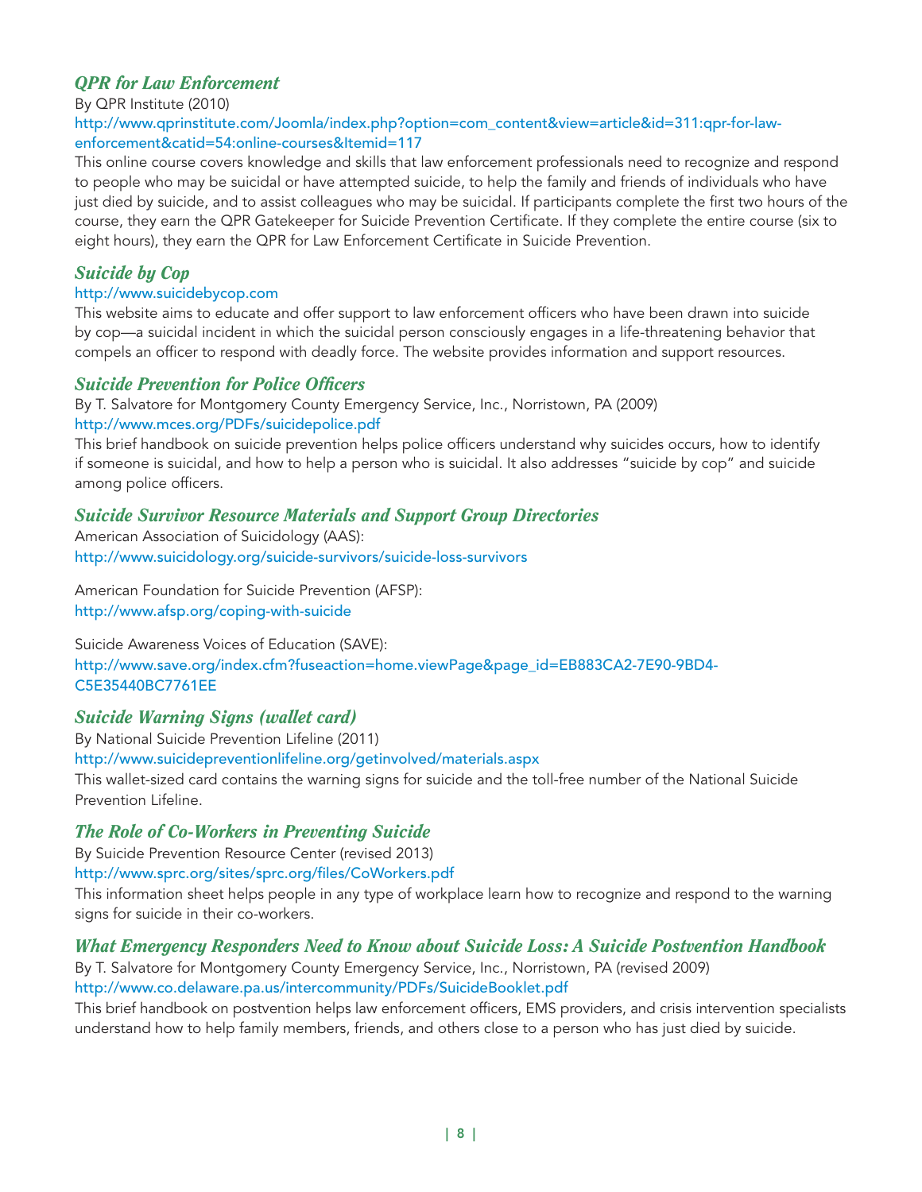### *QPR for Law Enforcement*

By QPR Institute (2010)

http://www.qprinstitute.com/Joomla/index.php?option=com_content&view=article&id=311:qpr-for-law-enforcement&catid=54:online-courses&Itemid=117

This online course covers knowledge and skills that law enforcement professionals need to recognize and respond to people who may be suicidal or have attempted suicide, to help the family and friends of individuals who have just died by suicide, and to assist colleagues who may be suicidal. If participants complete the first two hours of the course, they earn the QPR Gatekeeper for Suicide Prevention Certificate. If they complete the entire course (six to eight hours), they earn the QPR for Law Enforcement Certificate in Suicide Prevention.

### *Suicide by Cop*

http://www.suicidebycop.com

This website aims to educate and offer support to law enforcement officers who have been drawn into suicide by cop—a suicidal incident in which the suicidal person consciously engages in a life-threatening behavior that compels an officer to respond with deadly force. The website provides information and support resources.

### *Suicide Prevention for Police Officers*

By T. Salvatore for Montgomery County Emergency Service, Inc., Norristown, PA (2009)

http://www.mces.org/PDFs/suicidepolice.pdf

This brief handbook on suicide prevention helps police officers understand why suicides occurs, how to identify if someone is suicidal, and how to help a person who is suicidal. It also addresses "suicide by cop" and suicide among police officers.

### *Suicide Survivor Resource Materials and Support Group Directories*

American Association of Suicidology (AAS):
http://www.suicidology.org/suicide-survivors/suicide-loss-survivors

American Foundation for Suicide Prevention (AFSP):
http://www.afsp.org/coping-with-suicide

Suicide Awareness Voices of Education (SAVE):
http://www.save.org/index.cfm?fuseaction=home.viewPage&page_id=EB883CA2-7E90-9BD4-C5E35440BC7761EE

### *Suicide Warning Signs (wallet card)*

By National Suicide Prevention Lifeline (2011)

http://www.suicidepreventionlifeline.org/getinvolved/materials.aspx

This wallet-sized card contains the warning signs for suicide and the toll-free number of the National Suicide Prevention Lifeline.

### *The Role of Co-Workers in Preventing Suicide*

By Suicide Prevention Resource Center (revised 2013)

http://www.sprc.org/sites/sprc.org/files/CoWorkers.pdf

This information sheet helps people in any type of workplace learn how to recognize and respond to the warning signs for suicide in their co-workers.

### *What Emergency Responders Need to Know about Suicide Loss: A Suicide Postvention Handbook*

By T. Salvatore for Montgomery County Emergency Service, Inc., Norristown, PA (revised 2009)

http://www.co.delaware.pa.us/intercommunity/PDFs/SuicideBooklet.pdf

This brief handbook on postvention helps law enforcement officers, EMS providers, and crisis intervention specialists understand how to help family members, friends, and others close to a person who has just died by suicide.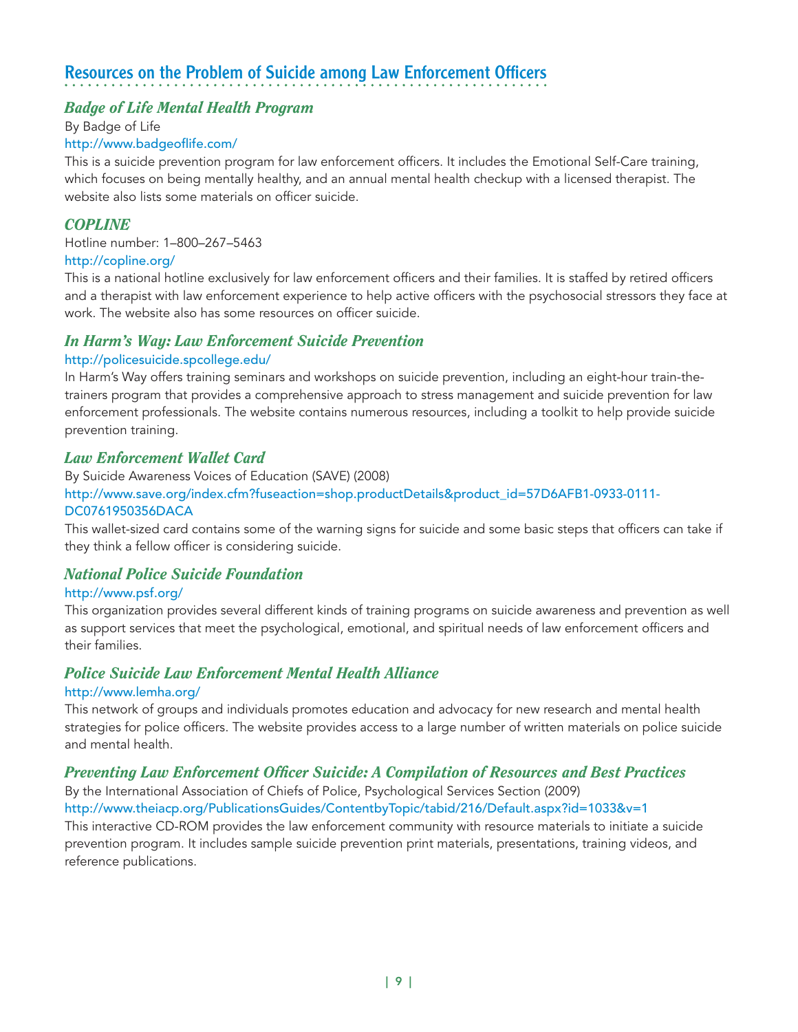## Resources on the Problem of Suicide among Law Enforcement Officers

### *Badge of Life Mental Health Program*

By Badge of Life

http://www.badgeoflife.com/

This is a suicide prevention program for law enforcement officers. It includes the Emotional Self-Care training, which focuses on being mentally healthy, and an annual mental health checkup with a licensed therapist. The website also lists some materials on officer suicide.

### *COPLINE*

Hotline number: 1–800–267–5463

http://copline.org/

This is a national hotline exclusively for law enforcement officers and their families. It is staffed by retired officers and a therapist with law enforcement experience to help active officers with the psychosocial stressors they face at work. The website also has some resources on officer suicide.

### *In Harm's Way: Law Enforcement Suicide Prevention*

http://policesuicide.spcollege.edu/

In Harm's Way offers training seminars and workshops on suicide prevention, including an eight-hour train-the-trainers program that provides a comprehensive approach to stress management and suicide prevention for law enforcement professionals. The website contains numerous resources, including a toolkit to help provide suicide prevention training.

### *Law Enforcement Wallet Card*

By Suicide Awareness Voices of Education (SAVE) (2008)

http://www.save.org/index.cfm?fuseaction=shop.productDetails&product_id=57D6AFB1-0933-0111-DC0761950356DACA

This wallet-sized card contains some of the warning signs for suicide and some basic steps that officers can take if they think a fellow officer is considering suicide.

### *National Police Suicide Foundation*

http://www.psf.org/

This organization provides several different kinds of training programs on suicide awareness and prevention as well as support services that meet the psychological, emotional, and spiritual needs of law enforcement officers and their families.

### *Police Suicide Law Enforcement Mental Health Alliance*

http://www.lemha.org/

This network of groups and individuals promotes education and advocacy for new research and mental health strategies for police officers. The website provides access to a large number of written materials on police suicide and mental health.

### *Preventing Law Enforcement Officer Suicide: A Compilation of Resources and Best Practices*

By the International Association of Chiefs of Police, Psychological Services Section (2009)

http://www.theiacp.org/PublicationsGuides/ContentbyTopic/tabid/216/Default.aspx?id=1033&v=1

This interactive CD-ROM provides the law enforcement community with resource materials to initiate a suicide prevention program. It includes sample suicide prevention print materials, presentations, training videos, and reference publications.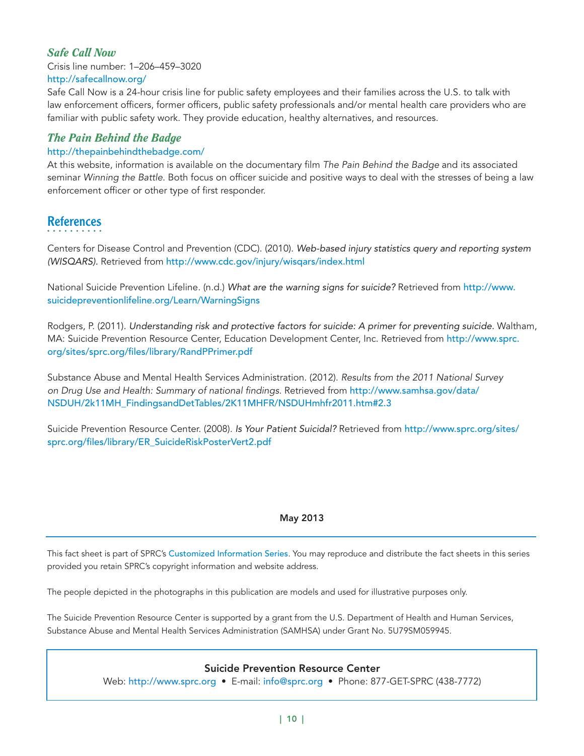### *Safe Call Now*

Crisis line number: 1–206–459–3020

http://safecallnow.org/

Safe Call Now is a 24-hour crisis line for public safety employees and their families across the U.S. to talk with law enforcement officers, former officers, public safety professionals and/or mental health care providers who are familiar with public safety work. They provide education, healthy alternatives, and resources.

### *The Pain Behind the Badge*

http://thepainbehindthebadge.com/

At this website, information is available on the documentary film *The Pain Behind the Badge* and its associated seminar *Winning the Battle*. Both focus on officer suicide and positive ways to deal with the stresses of being a law enforcement officer or other type of first responder.

## References

Centers for Disease Control and Prevention (CDC). (2010). *Web-based injury statistics query and reporting system (WISQARS)*. Retrieved from http://www.cdc.gov/injury/wisqars/index.html

National Suicide Prevention Lifeline. (n.d.) *What are the warning signs for suicide?* Retrieved from http://www.suicidepreventionlifeline.org/Learn/WarningSigns

Rodgers, P. (2011). *Understanding risk and protective factors for suicide: A primer for preventing suicide*. Waltham, MA: Suicide Prevention Resource Center, Education Development Center, Inc. Retrieved from http://www.sprc.org/sites/sprc.org/files/library/RandPPrimer.pdf

Substance Abuse and Mental Health Services Administration. (2012). *Results from the 2011 National Survey on Drug Use and Health: Summary of national findings*. Retrieved from http://www.samhsa.gov/data/NSDUH/2k11MH_FindingsandDetTables/2K11MHFR/NSDUHmhfr2011.htm#2.3

Suicide Prevention Resource Center. (2008). *Is Your Patient Suicidal?* Retrieved from http://www.sprc.org/sites/sprc.org/files/library/ER_SuicideRiskPosterVert2.pdf

**May 2013**

---

This fact sheet is part of SPRC's Customized Information Series. You may reproduce and distribute the fact sheets in this series provided you retain SPRC's copyright information and website address.

The people depicted in the photographs in this publication are models and used for illustrative purposes only.

The Suicide Prevention Resource Center is supported by a grant from the U.S. Department of Health and Human Services, Substance Abuse and Mental Health Services Administration (SAMHSA) under Grant No. 5U79SM059945.

**Suicide Prevention Resource Center**

Web: http://www.sprc.org • E-mail: info@sprc.org • Phone: 877-GET-SPRC (438-7772)